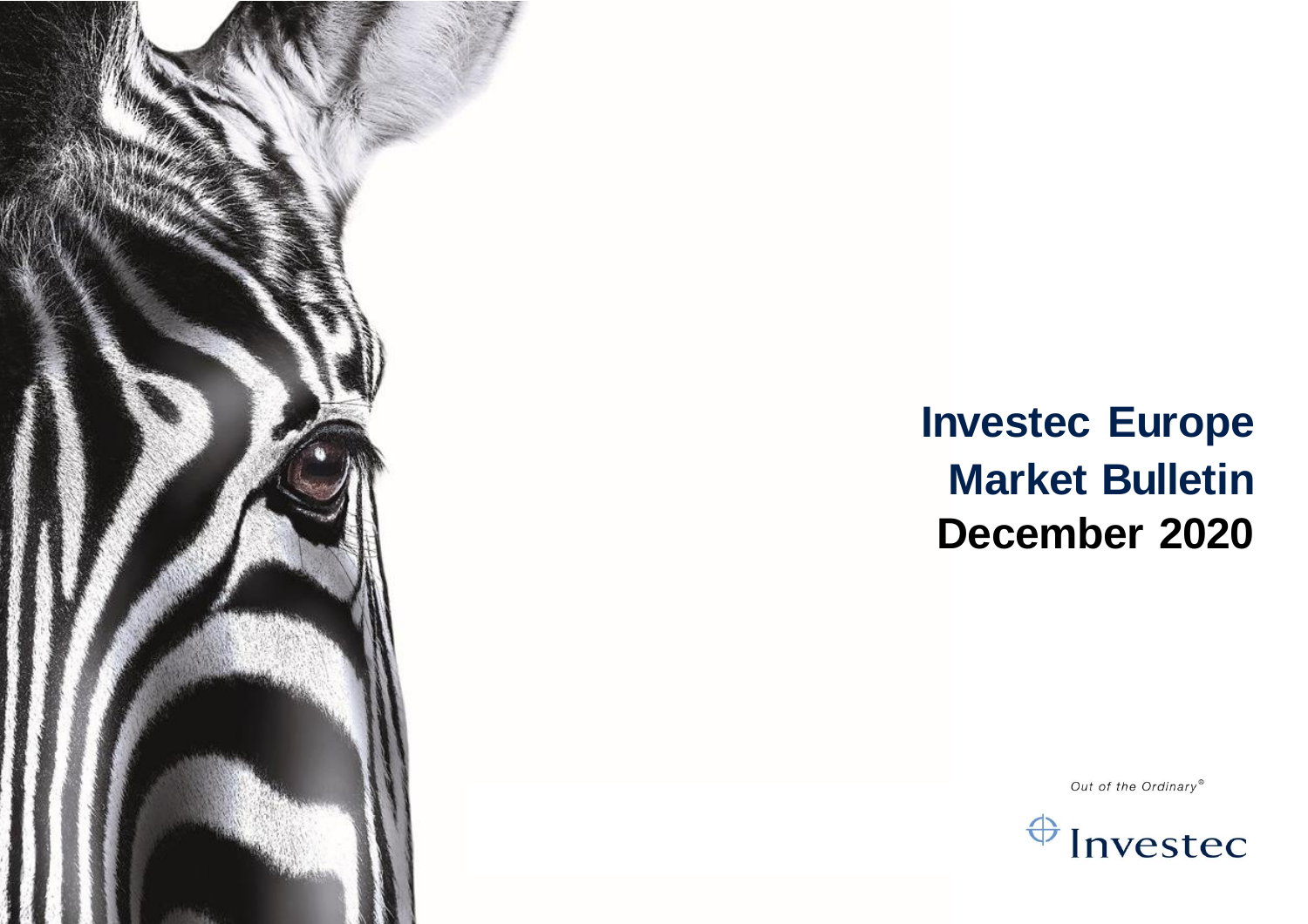# Investec Europe
# Market Bulletin
# December 2020

*Out of the Ordinary®*

Investec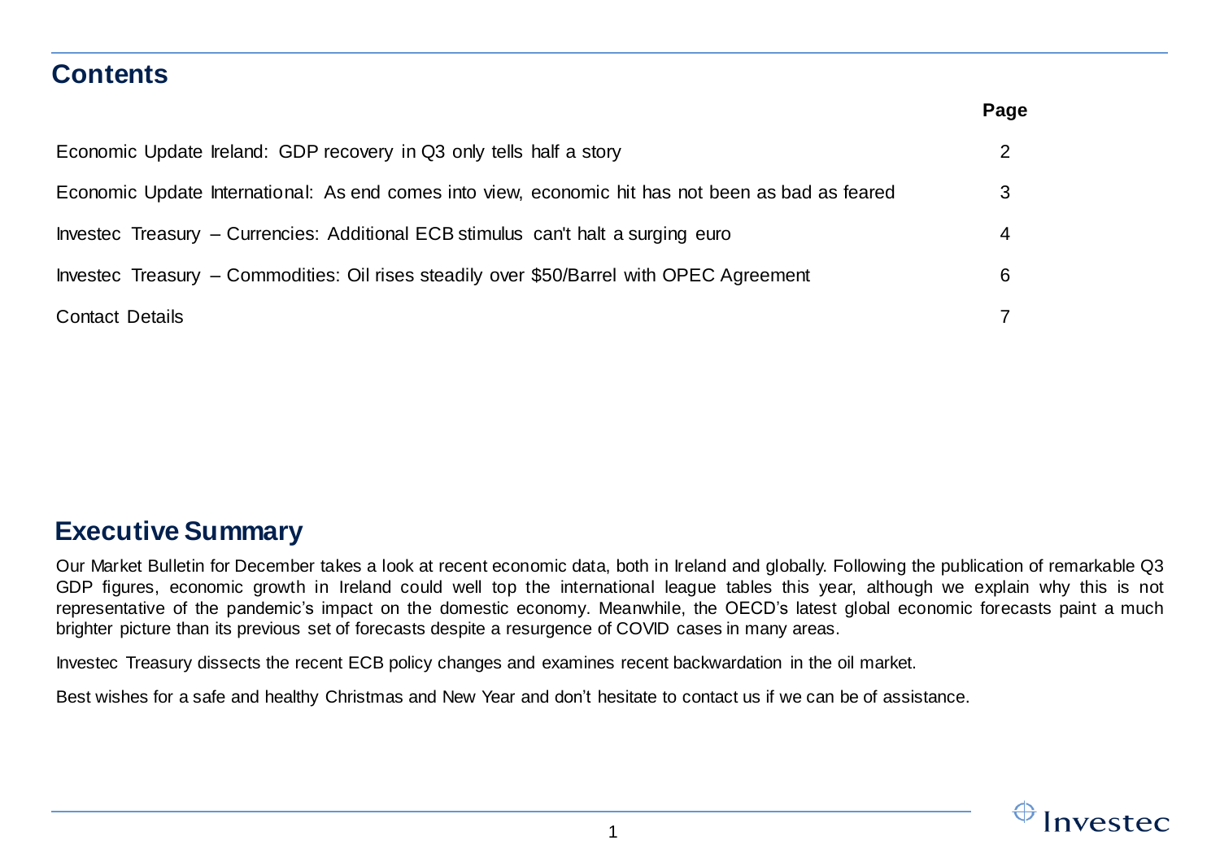## Contents

| | Page |
|---|---|
| Economic Update Ireland: GDP recovery in Q3 only tells half a story | 2 |
| Economic Update International: As end comes into view, economic hit has not been as bad as feared | 3 |
| Investec Treasury – Currencies: Additional ECB stimulus can't halt a surging euro | 4 |
| Investec Treasury – Commodities: Oil rises steadily over $50/Barrel with OPEC Agreement | 6 |
| Contact Details | 7 |

## Executive Summary

Our Market Bulletin for December takes a look at recent economic data, both in Ireland and globally. Following the publication of remarkable Q3 GDP figures, economic growth in Ireland could well top the international league tables this year, although we explain why this is not representative of the pandemic's impact on the domestic economy. Meanwhile, the OECD's latest global economic forecasts paint a much brighter picture than its previous set of forecasts despite a resurgence of COVID cases in many areas.

Investec Treasury dissects the recent ECB policy changes and examines recent backwardation in the oil market.

Best wishes for a safe and healthy Christmas and New Year and don't hesitate to contact us if we can be of assistance.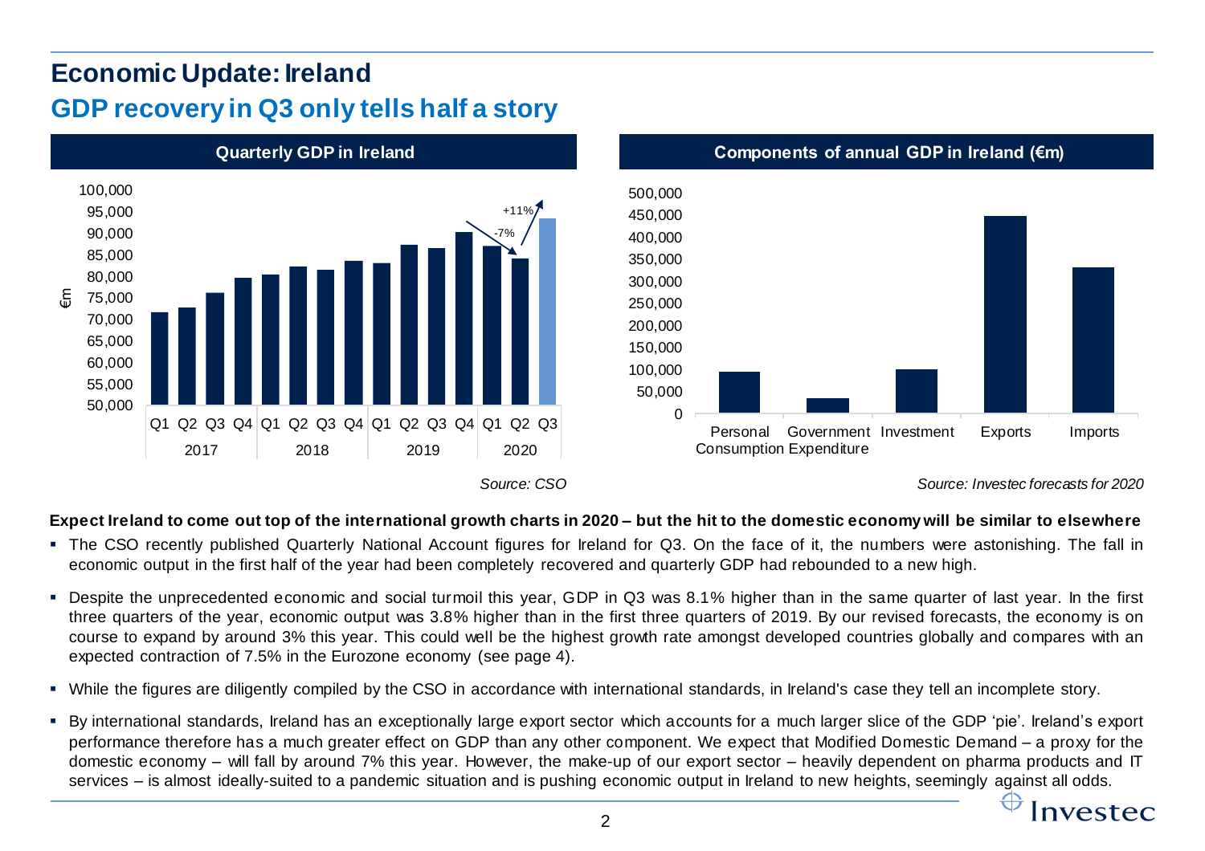# Economic Update: Ireland

## GDP recovery in Q3 only tells half a story

**Quarterly GDP in Ireland**

Source: CSO

**Components of annual GDP in Ireland (€m)**

Source: Investec forecasts for 2020

**Expect Ireland to come out top of the international growth charts in 2020 – but the hit to the domestic economy will be similar to elsewhere**

- The CSO recently published Quarterly National Account figures for Ireland for Q3. On the face of it, the numbers were astonishing. The fall in economic output in the first half of the year had been completely recovered and quarterly GDP had rebounded to a new high.
- Despite the unprecedented economic and social turmoil this year, GDP in Q3 was 8.1% higher than in the same quarter of last year. In the first three quarters of the year, economic output was 3.8% higher than in the first three quarters of 2019. By our revised forecasts, the economy is on course to expand by around 3% this year. This could well be the highest growth rate amongst developed countries globally and compares with an expected contraction of 7.5% in the Eurozone economy (see page 4).
- While the figures are diligently compiled by the CSO in accordance with international standards, in Ireland's case they tell an incomplete story.
- By international standards, Ireland has an exceptionally large export sector which accounts for a much larger slice of the GDP 'pie'. Ireland's export performance therefore has a much greater effect on GDP than any other component. We expect that Modified Domestic Demand – a proxy for the domestic economy – will fall by around 7% this year. However, the make-up of our export sector – heavily dependent on pharma products and IT services – is almost ideally-suited to a pandemic situation and is pushing economic output in Ireland to new heights, seemingly against all odds.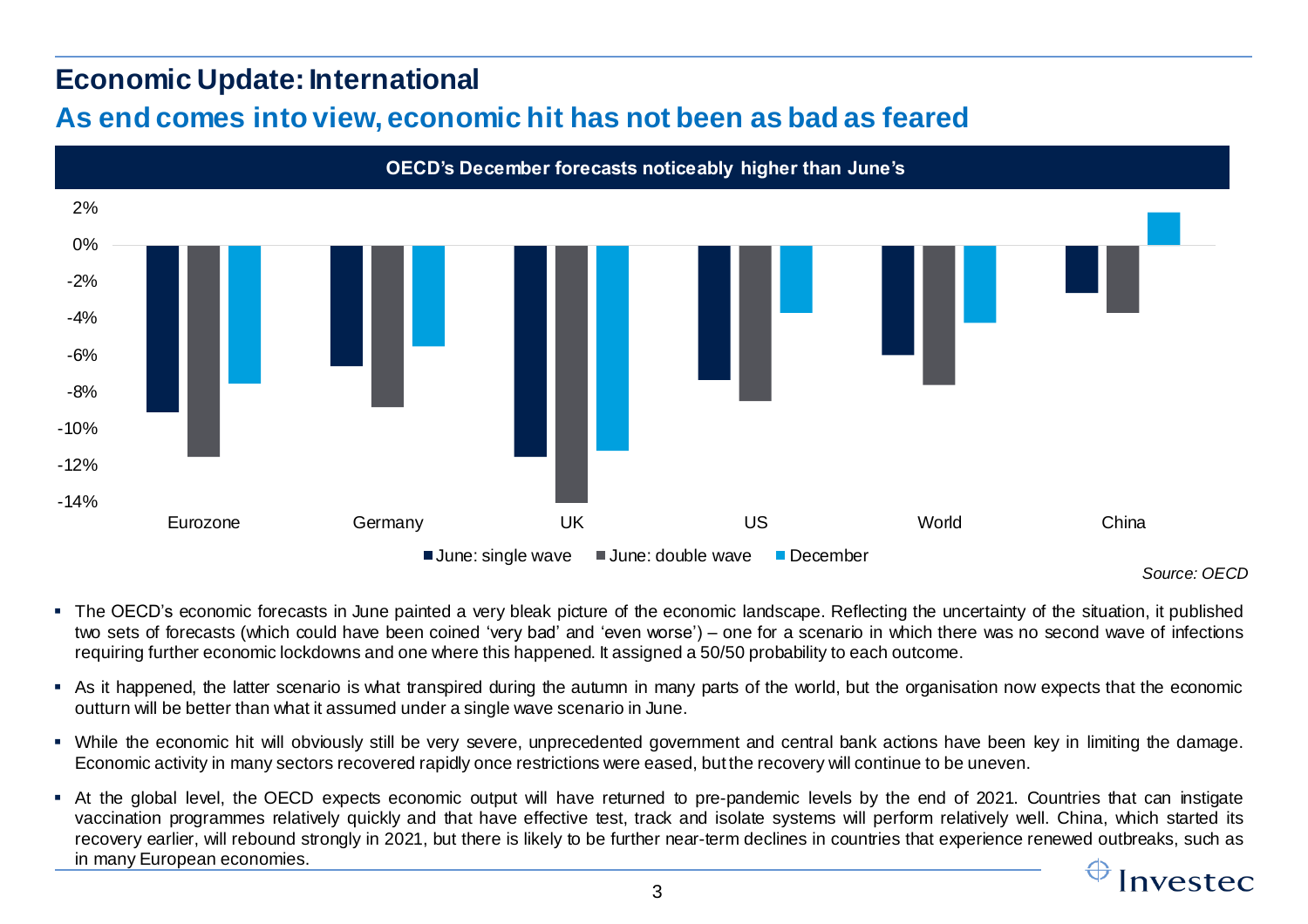# Economic Update: International

## As end comes into view, economic hit has not been as bad as feared

**OECD's December forecasts noticeably higher than June's**

| | June: single wave | June: double wave | December |
|---|---|---|---|
| Eurozone | -9.1% | -11.5% | -7.5% |
| Germany | -6.6% | -8.8% | -5.5% |
| UK | -11.5% | -14.0% | -11.2% |
| US | -7.3% | -8.5% | -3.7% |
| World | -6.0% | -7.6% | -4.2% |
| China | -2.6% | -3.7% | 1.8% |

*Source: OECD*

- The OECD's economic forecasts in June painted a very bleak picture of the economic landscape. Reflecting the uncertainty of the situation, it published two sets of forecasts (which could have been coined 'very bad' and 'even worse') – one for a scenario in which there was no second wave of infections requiring further economic lockdowns and one where this happened. It assigned a 50/50 probability to each outcome.
- As it happened, the latter scenario is what transpired during the autumn in many parts of the world, but the organisation now expects that the economic outturn will be better than what it assumed under a single wave scenario in June.
- While the economic hit will obviously still be very severe, unprecedented government and central bank actions have been key in limiting the damage. Economic activity in many sectors recovered rapidly once restrictions were eased, but the recovery will continue to be uneven.
- At the global level, the OECD expects economic output will have returned to pre-pandemic levels by the end of 2021. Countries that can instigate vaccination programmes relatively quickly and that have effective test, track and isolate systems will perform relatively well. China, which started its recovery earlier, will rebound strongly in 2021, but there is likely to be further near-term declines in countries that experience renewed outbreaks, such as in many European economies.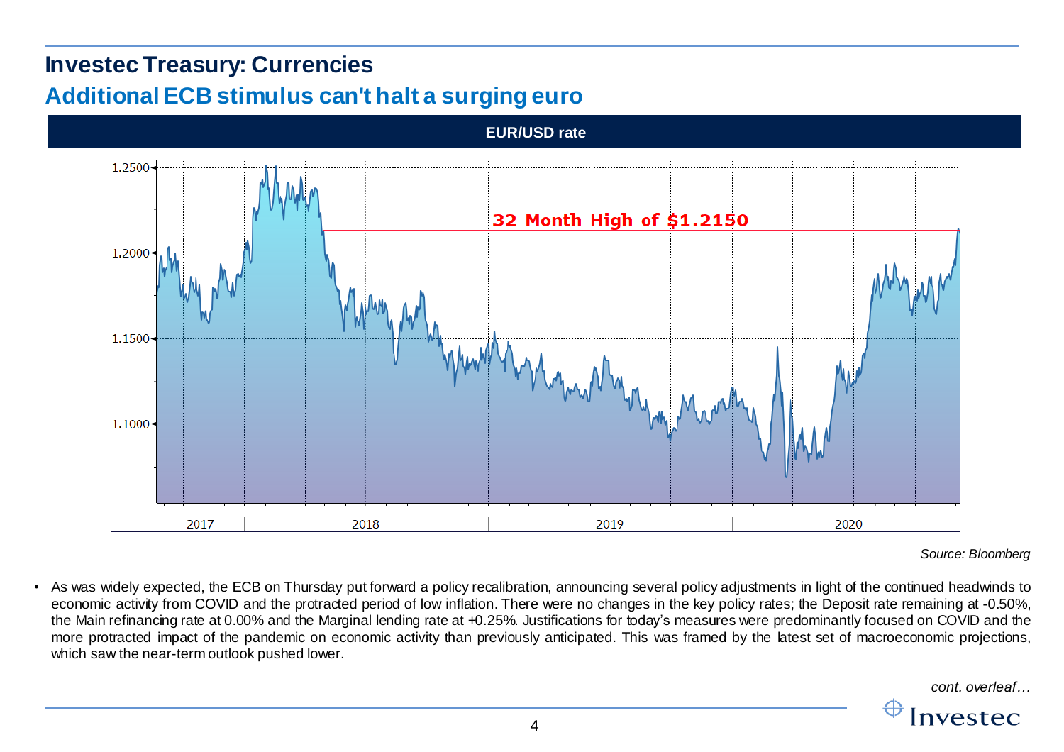# Investec Treasury: Currencies

## Additional ECB stimulus can't halt a surging euro

**EUR/USD rate**

*Source: Bloomberg*

- As was widely expected, the ECB on Thursday put forward a policy recalibration, announcing several policy adjustments in light of the continued headwinds to economic activity from COVID and the protracted period of low inflation. There were no changes in the key policy rates; the Deposit rate remaining at -0.50%, the Main refinancing rate at 0.00% and the Marginal lending rate at +0.25%. Justifications for today's measures were predominantly focused on COVID and the more protracted impact of the pandemic on economic activity than previously anticipated. This was framed by the latest set of macroeconomic projections, which saw the near-term outlook pushed lower.

*cont. overleaf…*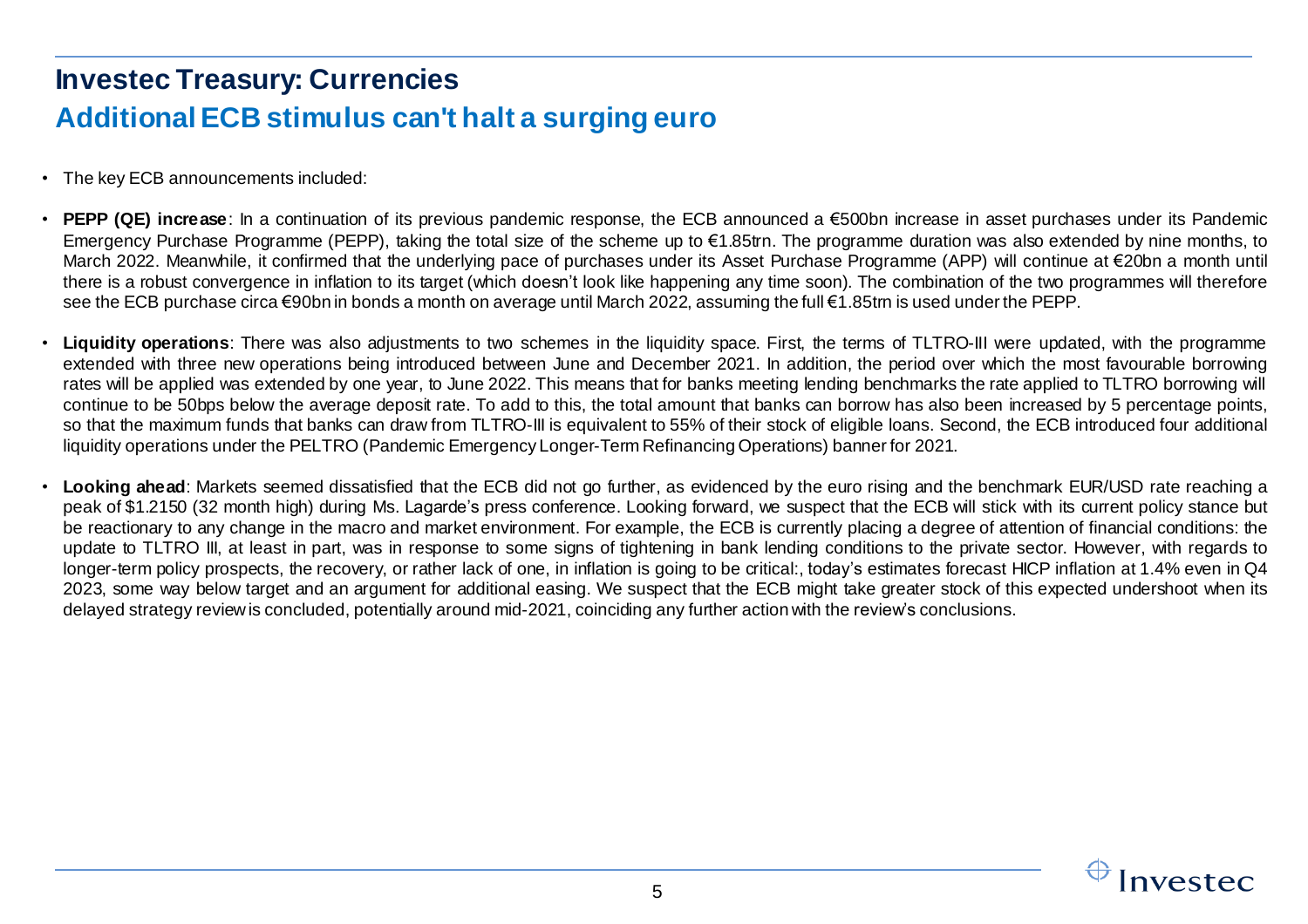# Investec Treasury: Currencies

## Additional ECB stimulus can't halt a surging euro

- The key ECB announcements included:
- **PEPP (QE) increase**: In a continuation of its previous pandemic response, the ECB announced a €500bn increase in asset purchases under its Pandemic Emergency Purchase Programme (PEPP), taking the total size of the scheme up to €1.85trn. The programme duration was also extended by nine months, to March 2022. Meanwhile, it confirmed that the underlying pace of purchases under its Asset Purchase Programme (APP) will continue at €20bn a month until there is a robust convergence in inflation to its target (which doesn't look like happening any time soon). The combination of the two programmes will therefore see the ECB purchase circa €90bn in bonds a month on average until March 2022, assuming the full €1.85trn is used under the PEPP.
- **Liquidity operations**: There was also adjustments to two schemes in the liquidity space. First, the terms of TLTRO-III were updated, with the programme extended with three new operations being introduced between June and December 2021. In addition, the period over which the most favourable borrowing rates will be applied was extended by one year, to June 2022. This means that for banks meeting lending benchmarks the rate applied to TLTRO borrowing will continue to be 50bps below the average deposit rate. To add to this, the total amount that banks can borrow has also been increased by 5 percentage points, so that the maximum funds that banks can draw from TLTRO-III is equivalent to 55% of their stock of eligible loans. Second, the ECB introduced four additional liquidity operations under the PELTRO (Pandemic Emergency Longer-Term Refinancing Operations) banner for 2021.
- **Looking ahead**: Markets seemed dissatisfied that the ECB did not go further, as evidenced by the euro rising and the benchmark EUR/USD rate reaching a peak of $1.2150 (32 month high) during Ms. Lagarde's press conference. Looking forward, we suspect that the ECB will stick with its current policy stance but be reactionary to any change in the macro and market environment. For example, the ECB is currently placing a degree of attention of financial conditions: the update to TLTRO III, at least in part, was in response to some signs of tightening in bank lending conditions to the private sector. However, with regards to longer-term policy prospects, the recovery, or rather lack of one, in inflation is going to be critical:, today's estimates forecast HICP inflation at 1.4% even in Q4 2023, some way below target and an argument for additional easing. We suspect that the ECB might take greater stock of this expected undershoot when its delayed strategy review is concluded, potentially around mid-2021, coinciding any further action with the review's conclusions.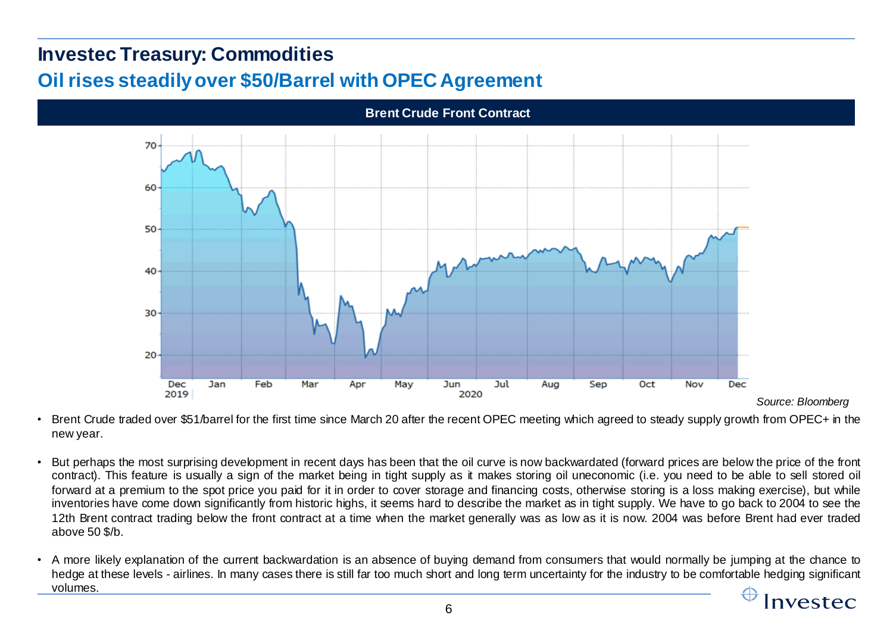# Investec Treasury: Commodities

## Oil rises steadily over $50/Barrel with OPEC Agreement

**Brent Crude Front Contract**

*Source: Bloomberg*

- Brent Crude traded over $51/barrel for the first time since March 20 after the recent OPEC meeting which agreed to steady supply growth from OPEC+ in the new year.

- But perhaps the most surprising development in recent days has been that the oil curve is now backwardated (forward prices are below the price of the front contract). This feature is usually a sign of the market being in tight supply as it makes storing oil uneconomic (i.e. you need to be able to sell stored oil forward at a premium to the spot price you paid for it in order to cover storage and financing costs, otherwise storing is a loss making exercise), but while inventories have come down significantly from historic highs, it seems hard to describe the market as in tight supply. We have to go back to 2004 to see the 12th Brent contract trading below the front contract at a time when the market generally was as low as it is now. 2004 was before Brent had ever traded above 50 $/b.

- A more likely explanation of the current backwardation is an absence of buying demand from consumers that would normally be jumping at the chance to hedge at these levels - airlines. In many cases there is still far too much short and long term uncertainty for the industry to be comfortable hedging significant volumes.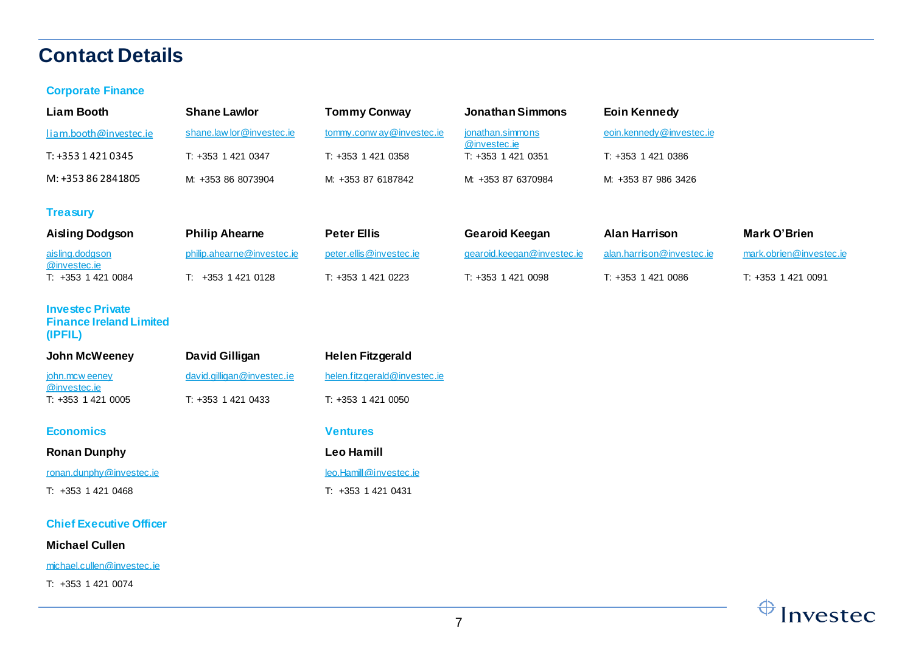# Contact Details

## Corporate Finance

**Liam Booth**
liam.booth@investec.ie
T: +353 1 421 0345
M: +353 86 2841805

**Shane Lawlor**
shane.lawlor@investec.ie
T: +353 1 421 0347
M: +353 86 8073904

**Tommy Conway**
tommy.conway@investec.ie
T: +353 1 421 0358
M: +353 87 6187842

**Jonathan Simmons**
jonathan.simmons@investec.ie
T: +353 1 421 0351
M: +353 87 6370984

**Eoin Kennedy**
eoin.kennedy@investec.ie
T: +353 1 421 0386
M: +353 87 986 3426

## Treasury

**Aisling Dodgson**
aisling.dodgson@investec.ie
T: +353 1 421 0084

**Philip Ahearne**
philip.ahearne@investec.ie
T: +353 1 421 0128

**Peter Ellis**
peter.ellis@investec.ie
T: +353 1 421 0223

**Gearoid Keegan**
gearoid.keegan@investec.ie
T: +353 1 421 0098

**Alan Harrison**
alan.harrison@investec.ie
T: +353 1 421 0086

**Mark O'Brien**
mark.obrien@investec.ie
T: +353 1 421 0091

## Investec Private Finance Ireland Limited (IPFIL)

**John McWeeney**
john.mcweeney@investec.ie
T: +353 1 421 0005

**David Gilligan**
david.gilligan@investec.ie
T: +353 1 421 0433

**Helen Fitzgerald**
helen.fitzgerald@investec.ie
T: +353 1 421 0050

## Economics

**Ronan Dunphy**
ronan.dunphy@investec.ie
T: +353 1 421 0468

## Ventures

**Leo Hamill**
leo.Hamill@investec.ie
T: +353 1 421 0431

## Chief Executive Officer

**Michael Cullen**
michael.cullen@investec.ie
T: +353 1 421 0074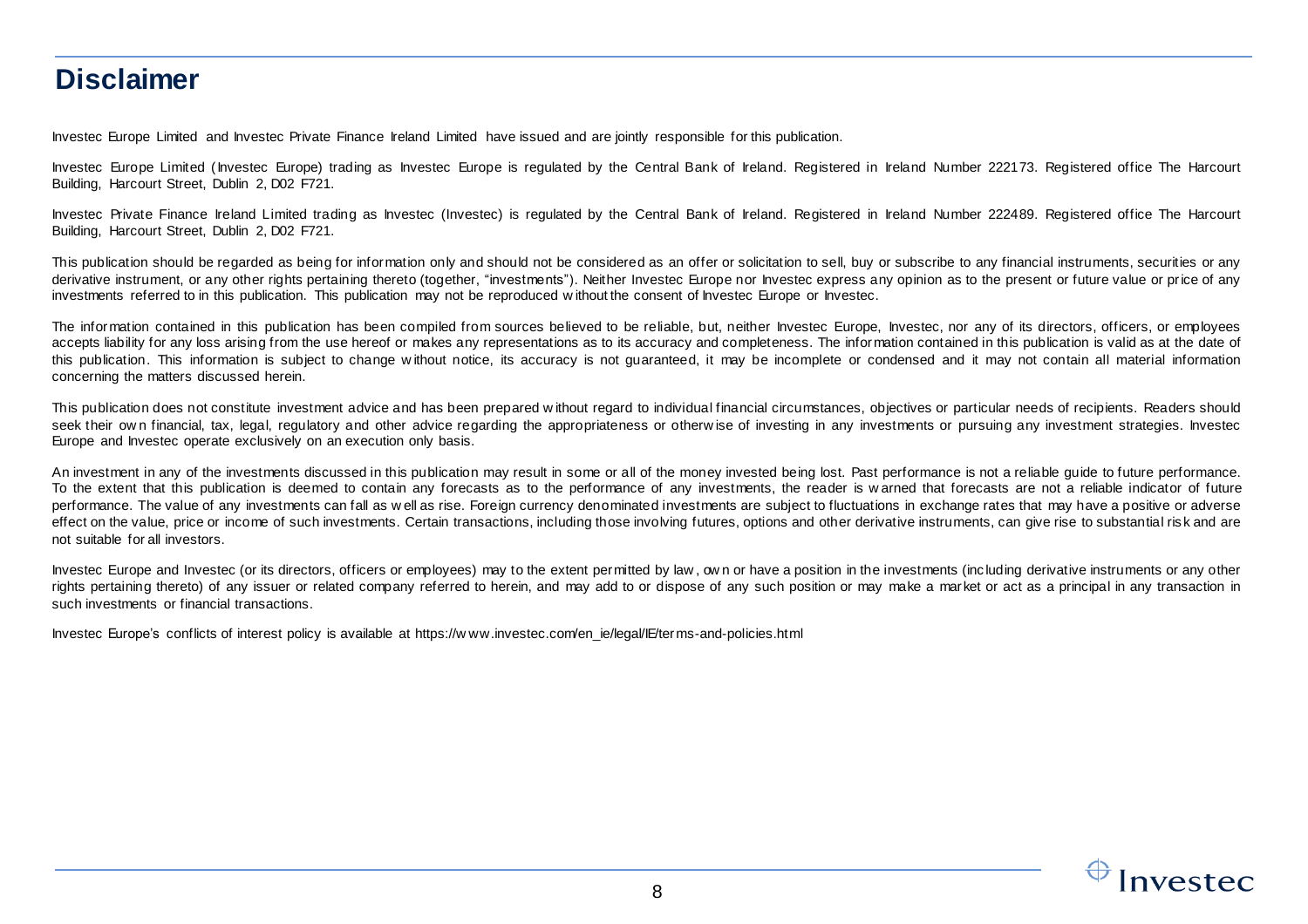# Disclaimer

Investec Europe Limited and Investec Private Finance Ireland Limited have issued and are jointly responsible for this publication.

Investec Europe Limited (Investec Europe) trading as Investec Europe is regulated by the Central Bank of Ireland. Registered in Ireland Number 222173. Registered office The Harcourt Building, Harcourt Street, Dublin 2, D02 F721.

Investec Private Finance Ireland Limited trading as Investec (Investec) is regulated by the Central Bank of Ireland. Registered in Ireland Number 222489. Registered office The Harcourt Building, Harcourt Street, Dublin 2, D02 F721.

This publication should be regarded as being for information only and should not be considered as an offer or solicitation to sell, buy or subscribe to any financial instruments, securities or any derivative instrument, or any other rights pertaining thereto (together, "investments"). Neither Investec Europe nor Investec express any opinion as to the present or future value or price of any investments referred to in this publication. This publication may not be reproduced without the consent of Investec Europe or Investec.

The information contained in this publication has been compiled from sources believed to be reliable, but, neither Investec Europe, Investec, nor any of its directors, officers, or employees accepts liability for any loss arising from the use hereof or makes any representations as to its accuracy and completeness. The information contained in this publication is valid as at the date of this publication. This information is subject to change without notice, its accuracy is not guaranteed, it may be incomplete or condensed and it may not contain all material information concerning the matters discussed herein.

This publication does not constitute investment advice and has been prepared without regard to individual financial circumstances, objectives or particular needs of recipients. Readers should seek their own financial, tax, legal, regulatory and other advice regarding the appropriateness or otherwise of investing in any investments or pursuing any investment strategies. Investec Europe and Investec operate exclusively on an execution only basis.

An investment in any of the investments discussed in this publication may result in some or all of the money invested being lost. Past performance is not a reliable guide to future performance. To the extent that this publication is deemed to contain any forecasts as to the performance of any investments, the reader is warned that forecasts are not a reliable indicator of future performance. The value of any investments can fall as well as rise. Foreign currency denominated investments are subject to fluctuations in exchange rates that may have a positive or adverse effect on the value, price or income of such investments. Certain transactions, including those involving futures, options and other derivative instruments, can give rise to substantial risk and are not suitable for all investors.

Investec Europe and Investec (or its directors, officers or employees) may to the extent permitted by law, own or have a position in the investments (including derivative instruments or any other rights pertaining thereto) of any issuer or related company referred to herein, and may add to or dispose of any such position or may make a market or act as a principal in any transaction in such investments or financial transactions.

Investec Europe's conflicts of interest policy is available at https://www.investec.com/en_ie/legal/IE/terms-and-policies.html